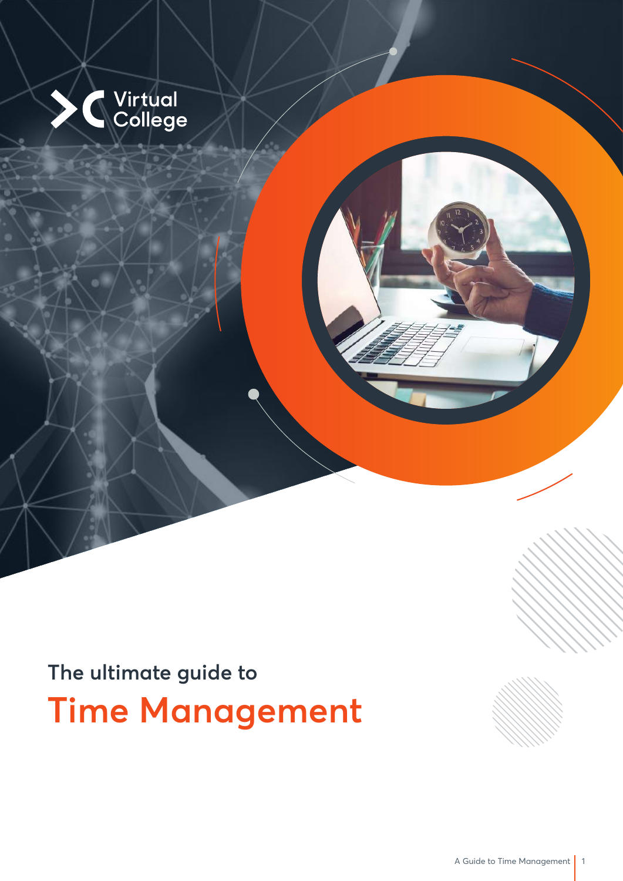Virtual College

The ultimate guide to

# Time Management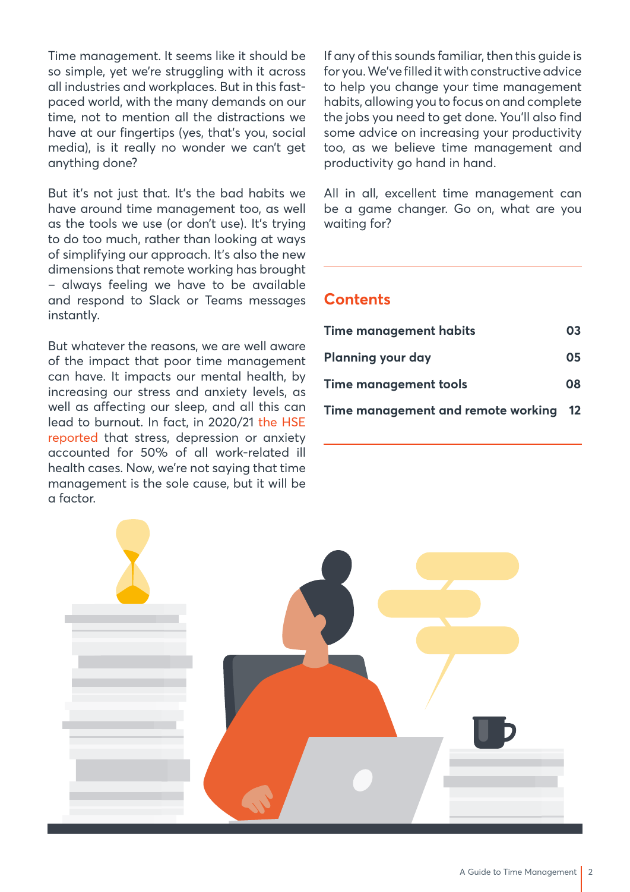Time management. It seems like it should be so simple, yet we're struggling with it across all industries and workplaces. But in this fast-paced world, with the many demands on our time, not to mention all the distractions we have at our fingertips (yes, that's you, social media), is it really no wonder we can't get anything done?

But it's not just that. It's the bad habits we have around time management too, as well as the tools we use (or don't use). It's trying to do too much, rather than looking at ways of simplifying our approach. It's also the new dimensions that remote working has brought – always feeling we have to be available and respond to Slack or Teams messages instantly.

But whatever the reasons, we are well aware of the impact that poor time management can have. It impacts our mental health, by increasing our stress and anxiety levels, as well as affecting our sleep, and all this can lead to burnout. In fact, in 2020/21 the HSE reported that stress, depression or anxiety accounted for 50% of all work-related ill health cases. Now, we're not saying that time management is the sole cause, but it will be a factor.

If any of this sounds familiar, then this guide is for you. We've filled it with constructive advice to help you change your time management habits, allowing you to focus on and complete the jobs you need to get done. You'll also find some advice on increasing your productivity too, as we believe time management and productivity go hand in hand.

All in all, excellent time management can be a game changer. Go on, what are you waiting for?

## Contents

| | |
|---|---|
| **Time management habits** | **03** |
| **Planning your day** | **05** |
| **Time management tools** | **08** |
| **Time management and remote working** | **12** |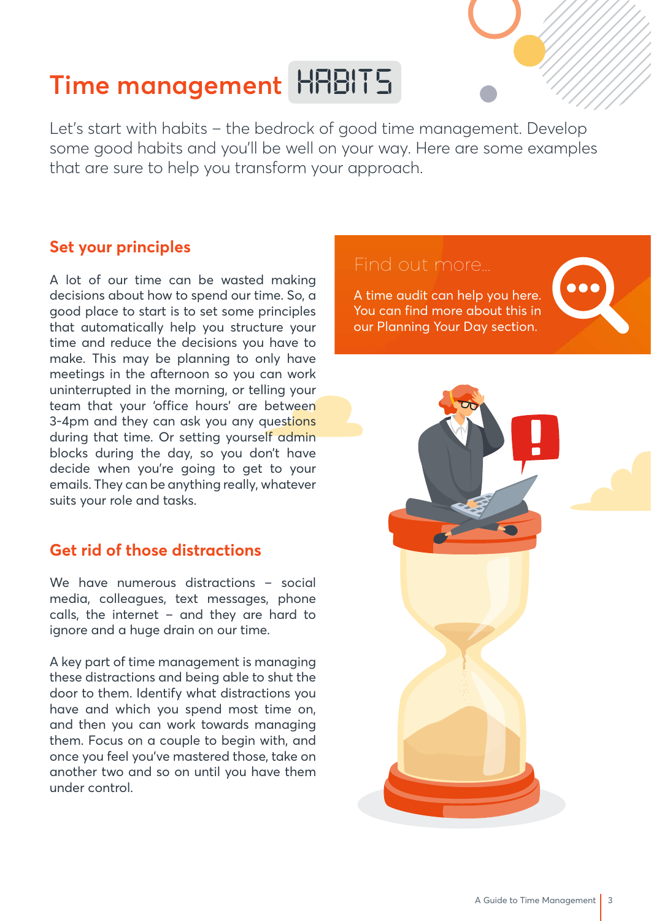# Time management HABITS

Let's start with habits – the bedrock of good time management. Develop some good habits and you'll be well on your way. Here are some examples that are sure to help you transform your approach.

## Set your principles

A lot of our time can be wasted making decisions about how to spend our time. So, a good place to start is to set some principles that automatically help you structure your time and reduce the decisions you have to make. This may be planning to only have meetings in the afternoon so you can work uninterrupted in the morning, or telling your team that your 'office hours' are between 3-4pm and they can ask you any questions during that time. Or setting yourself admin blocks during the day, so you don't have decide when you're going to get to your emails. They can be anything really, whatever suits your role and tasks.

## Get rid of those distractions

We have numerous distractions – social media, colleagues, text messages, phone calls, the internet – and they are hard to ignore and a huge drain on our time.

A key part of time management is managing these distractions and being able to shut the door to them. Identify what distractions you have and which you spend most time on, and then you can work towards managing them. Focus on a couple to begin with, and once you feel you've mastered those, take on another two and so on until you have them under control.

### Find out more...

A time audit can help you here. You can find more about this in our Planning Your Day section.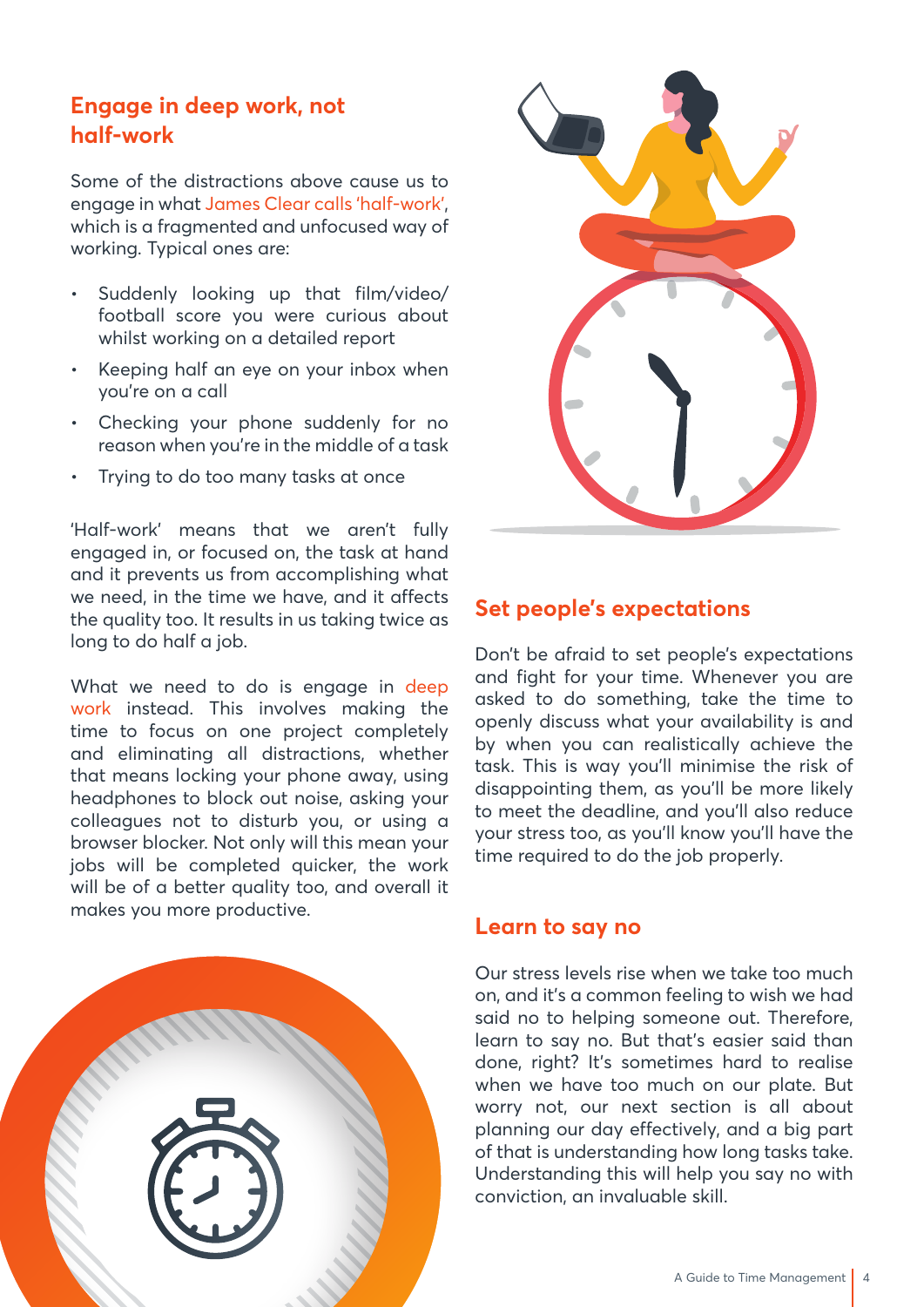## Engage in deep work, not half-work

Some of the distractions above cause us to engage in what James Clear calls 'half-work', which is a fragmented and unfocused way of working. Typical ones are:

- Suddenly looking up that film/video/ football score you were curious about whilst working on a detailed report
- Keeping half an eye on your inbox when you're on a call
- Checking your phone suddenly for no reason when you're in the middle of a task
- Trying to do too many tasks at once

'Half-work' means that we aren't fully engaged in, or focused on, the task at hand and it prevents us from accomplishing what we need, in the time we have, and it affects the quality too. It results in us taking twice as long to do half a job.

What we need to do is engage in deep work instead. This involves making the time to focus on one project completely and eliminating all distractions, whether that means locking your phone away, using headphones to block out noise, asking your colleagues not to disturb you, or using a browser blocker. Not only will this mean your jobs will be completed quicker, the work will be of a better quality too, and overall it makes you more productive.

## Set people's expectations

Don't be afraid to set people's expectations and fight for your time. Whenever you are asked to do something, take the time to openly discuss what your availability is and by when you can realistically achieve the task. This is way you'll minimise the risk of disappointing them, as you'll be more likely to meet the deadline, and you'll also reduce your stress too, as you'll know you'll have the time required to do the job properly.

## Learn to say no

Our stress levels rise when we take too much on, and it's a common feeling to wish we had said no to helping someone out. Therefore, learn to say no. But that's easier said than done, right? It's sometimes hard to realise when we have too much on our plate. But worry not, our next section is all about planning our day effectively, and a big part of that is understanding how long tasks take. Understanding this will help you say no with conviction, an invaluable skill.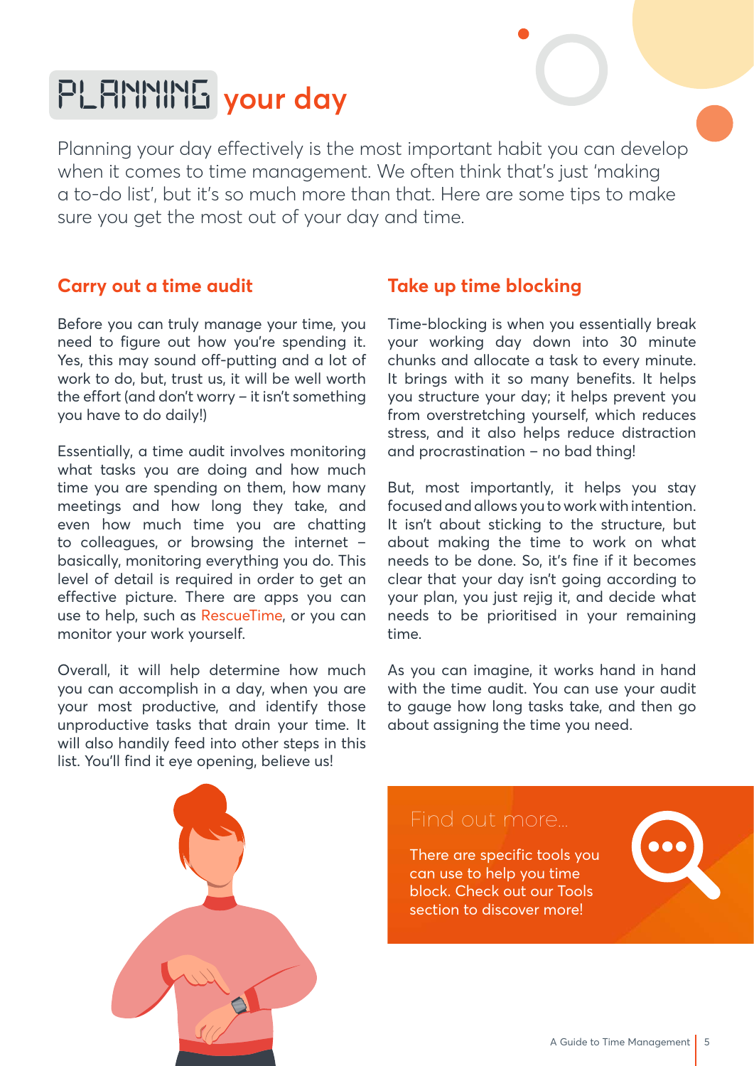# PLANNING your day

Planning your day effectively is the most important habit you can develop when it comes to time management. We often think that's just 'making a to-do list', but it's so much more than that. Here are some tips to make sure you get the most out of your day and time.

## Carry out a time audit

Before you can truly manage your time, you need to figure out how you're spending it. Yes, this may sound off-putting and a lot of work to do, but, trust us, it will be well worth the effort (and don't worry – it isn't something you have to do daily!)

Essentially, a time audit involves monitoring what tasks you are doing and how much time you are spending on them, how many meetings and how long they take, and even how much time you are chatting to colleagues, or browsing the internet – basically, monitoring everything you do. This level of detail is required in order to get an effective picture. There are apps you can use to help, such as RescueTime, or you can monitor your work yourself.

Overall, it will help determine how much you can accomplish in a day, when you are your most productive, and identify those unproductive tasks that drain your time. It will also handily feed into other steps in this list. You'll find it eye opening, believe us!

## Take up time blocking

Time-blocking is when you essentially break your working day down into 30 minute chunks and allocate a task to every minute. It brings with it so many benefits. It helps you structure your day; it helps prevent you from overstretching yourself, which reduces stress, and it also helps reduce distraction and procrastination – no bad thing!

But, most importantly, it helps you stay focused and allows you to work with intention. It isn't about sticking to the structure, but about making the time to work on what needs to be done. So, it's fine if it becomes clear that your day isn't going according to your plan, you just rejig it, and decide what needs to be prioritised in your remaining time.

As you can imagine, it works hand in hand with the time audit. You can use your audit to gauge how long tasks take, and then go about assigning the time you need.

### Find out more...

There are specific tools you can use to help you time block. Check out our Tools section to discover more!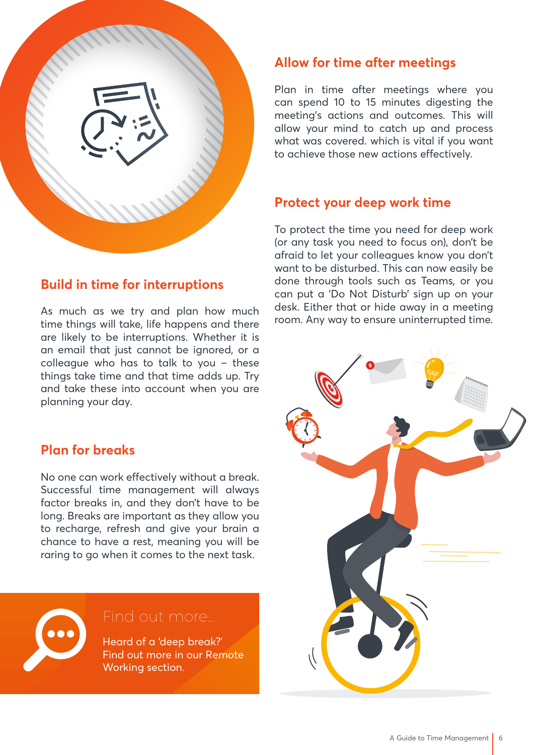## Build in time for interruptions

As much as we try and plan how much time things will take, life happens and there are likely to be interruptions. Whether it is an email that just cannot be ignored, or a colleague who has to talk to you – these things take time and that time adds up. Try and take these into account when you are planning your day.

## Plan for breaks

No one can work effectively without a break. Successful time management will always factor breaks in, and they don't have to be long. Breaks are important as they allow you to recharge, refresh and give your brain a chance to have a rest, meaning you will be raring to go when it comes to the next task.

### Find out more...

Heard of a 'deep break?' Find out more in our Remote Working section.

## Allow for time after meetings

Plan in time after meetings where you can spend 10 to 15 minutes digesting the meeting's actions and outcomes. This will allow your mind to catch up and process what was covered. which is vital if you want to achieve those new actions effectively.

## Protect your deep work time

To protect the time you need for deep work (or any task you need to focus on), don't be afraid to let your colleagues know you don't want to be disturbed. This can now easily be done through tools such as Teams, or you can put a 'Do Not Disturb' sign up on your desk. Either that or hide away in a meeting room. Any way to ensure uninterrupted time.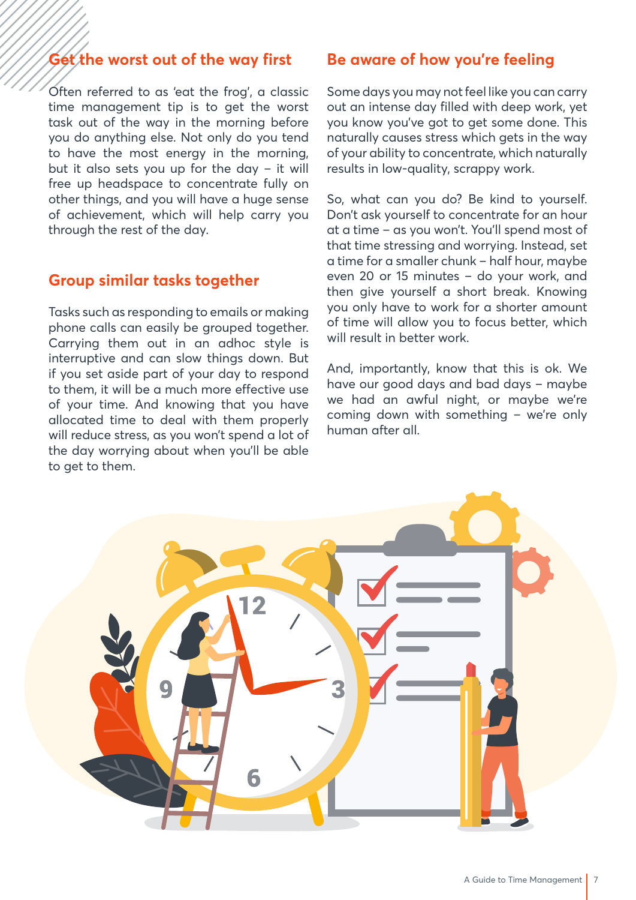## Get the worst out of the way first

Often referred to as 'eat the frog', a classic time management tip is to get the worst task out of the way in the morning before you do anything else. Not only do you tend to have the most energy in the morning, but it also sets you up for the day – it will free up headspace to concentrate fully on other things, and you will have a huge sense of achievement, which will help carry you through the rest of the day.

## Group similar tasks together

Tasks such as responding to emails or making phone calls can easily be grouped together. Carrying them out in an adhoc style is interruptive and can slow things down. But if you set aside part of your day to respond to them, it will be a much more effective use of your time. And knowing that you have allocated time to deal with them properly will reduce stress, as you won't spend a lot of the day worrying about when you'll be able to get to them.

## Be aware of how you're feeling

Some days you may not feel like you can carry out an intense day filled with deep work, yet you know you've got to get some done. This naturally causes stress which gets in the way of your ability to concentrate, which naturally results in low-quality, scrappy work.

So, what can you do? Be kind to yourself. Don't ask yourself to concentrate for an hour at a time – as you won't. You'll spend most of that time stressing and worrying. Instead, set a time for a smaller chunk – half hour, maybe even 20 or 15 minutes – do your work, and then give yourself a short break. Knowing you only have to work for a shorter amount of time will allow you to focus better, which will result in better work.

And, importantly, know that this is ok. We have our good days and bad days – maybe we had an awful night, or maybe we're coming down with something – we're only human after all.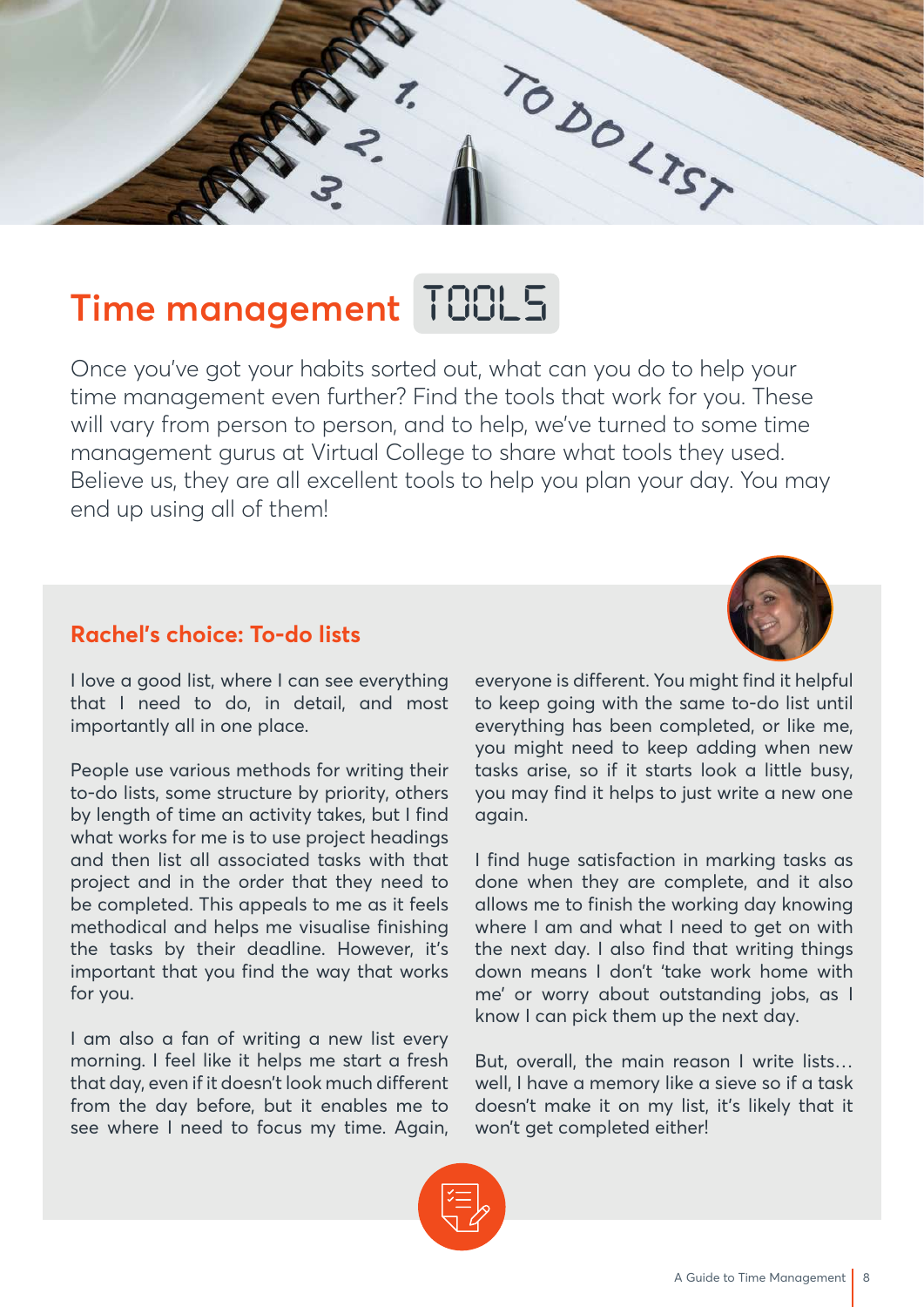# Time management TOOLS

Once you've got your habits sorted out, what can you do to help your time management even further? Find the tools that work for you. These will vary from person to person, and to help, we've turned to some time management gurus at Virtual College to share what tools they used. Believe us, they are all excellent tools to help you plan your day. You may end up using all of them!

## Rachel's choice: To-do lists

I love a good list, where I can see everything that I need to do, in detail, and most importantly all in one place.

People use various methods for writing their to-do lists, some structure by priority, others by length of time an activity takes, but I find what works for me is to use project headings and then list all associated tasks with that project and in the order that they need to be completed. This appeals to me as it feels methodical and helps me visualise finishing the tasks by their deadline. However, it's important that you find the way that works for you.

I am also a fan of writing a new list every morning. I feel like it helps me start a fresh that day, even if it doesn't look much different from the day before, but it enables me to see where I need to focus my time. Again, everyone is different. You might find it helpful to keep going with the same to-do list until everything has been completed, or like me, you might need to keep adding when new tasks arise, so if it starts look a little busy, you may find it helps to just write a new one again.

I find huge satisfaction in marking tasks as done when they are complete, and it also allows me to finish the working day knowing where I am and what I need to get on with the next day. I also find that writing things down means I don't 'take work home with me' or worry about outstanding jobs, as I know I can pick them up the next day.

But, overall, the main reason I write lists… well, I have a memory like a sieve so if a task doesn't make it on my list, it's likely that it won't get completed either!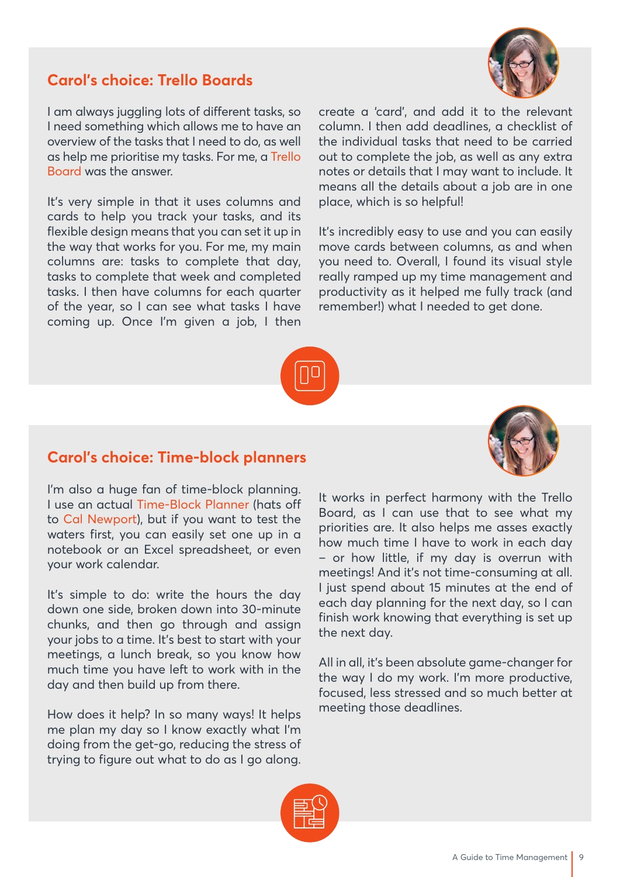## Carol's choice: Trello Boards

I am always juggling lots of different tasks, so I need something which allows me to have an overview of the tasks that I need to do, as well as help me prioritise my tasks. For me, a Trello Board was the answer.

It's very simple in that it uses columns and cards to help you track your tasks, and its flexible design means that you can set it up in the way that works for you. For me, my main columns are: tasks to complete that day, tasks to complete that week and completed tasks. I then have columns for each quarter of the year, so I can see what tasks I have coming up. Once I'm given a job, I then create a 'card', and add it to the relevant column. I then add deadlines, a checklist of the individual tasks that need to be carried out to complete the job, as well as any extra notes or details that I may want to include. It means all the details about a job are in one place, which is so helpful!

It's incredibly easy to use and you can easily move cards between columns, as and when you need to. Overall, I found its visual style really ramped up my time management and productivity as it helped me fully track (and remember!) what I needed to get done.

## Carol's choice: Time-block planners

I'm also a huge fan of time-block planning. I use an actual Time-Block Planner (hats off to Cal Newport), but if you want to test the waters first, you can easily set one up in a notebook or an Excel spreadsheet, or even your work calendar.

It's simple to do: write the hours the day down one side, broken down into 30-minute chunks, and then go through and assign your jobs to a time. It's best to start with your meetings, a lunch break, so you know how much time you have left to work with in the day and then build up from there.

How does it help? In so many ways! It helps me plan my day so I know exactly what I'm doing from the get-go, reducing the stress of trying to figure out what to do as I go along.

It works in perfect harmony with the Trello Board, as I can use that to see what my priorities are. It also helps me asses exactly how much time I have to work in each day – or how little, if my day is overrun with meetings! And it's not time-consuming at all. I just spend about 15 minutes at the end of each day planning for the next day, so I can finish work knowing that everything is set up the next day.

All in all, it's been absolute game-changer for the way I do my work. I'm more productive, focused, less stressed and so much better at meeting those deadlines.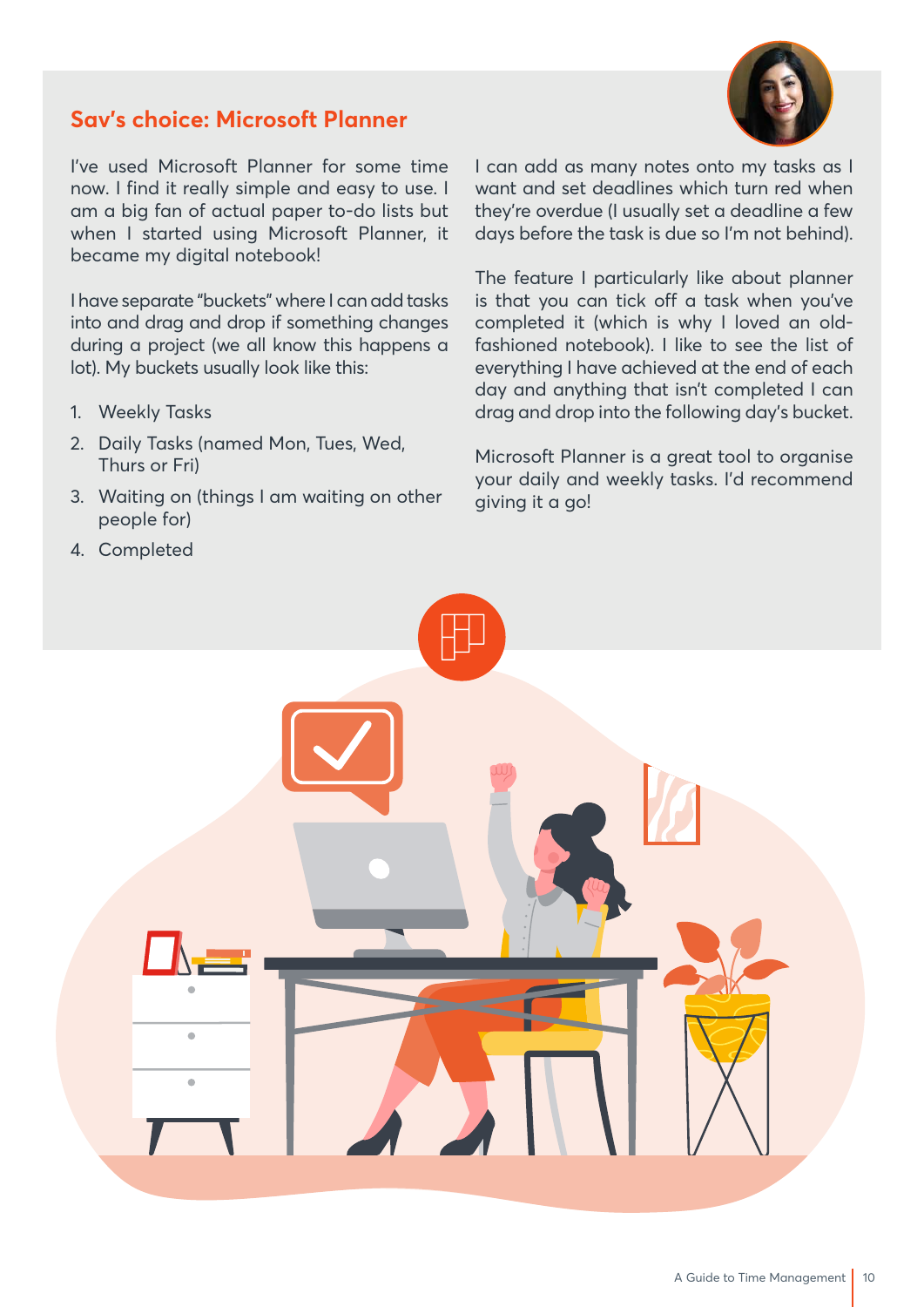## Sav's choice: Microsoft Planner

I've used Microsoft Planner for some time now. I find it really simple and easy to use. I am a big fan of actual paper to-do lists but when I started using Microsoft Planner, it became my digital notebook!

I have separate "buckets" where I can add tasks into and drag and drop if something changes during a project (we all know this happens a lot). My buckets usually look like this:

1. Weekly Tasks
2. Daily Tasks (named Mon, Tues, Wed, Thurs or Fri)
3. Waiting on (things I am waiting on other people for)
4. Completed

I can add as many notes onto my tasks as I want and set deadlines which turn red when they're overdue (I usually set a deadline a few days before the task is due so I'm not behind).

The feature I particularly like about planner is that you can tick off a task when you've completed it (which is why I loved an old-fashioned notebook). I like to see the list of everything I have achieved at the end of each day and anything that isn't completed I can drag and drop into the following day's bucket.

Microsoft Planner is a great tool to organise your daily and weekly tasks. I'd recommend giving it a go!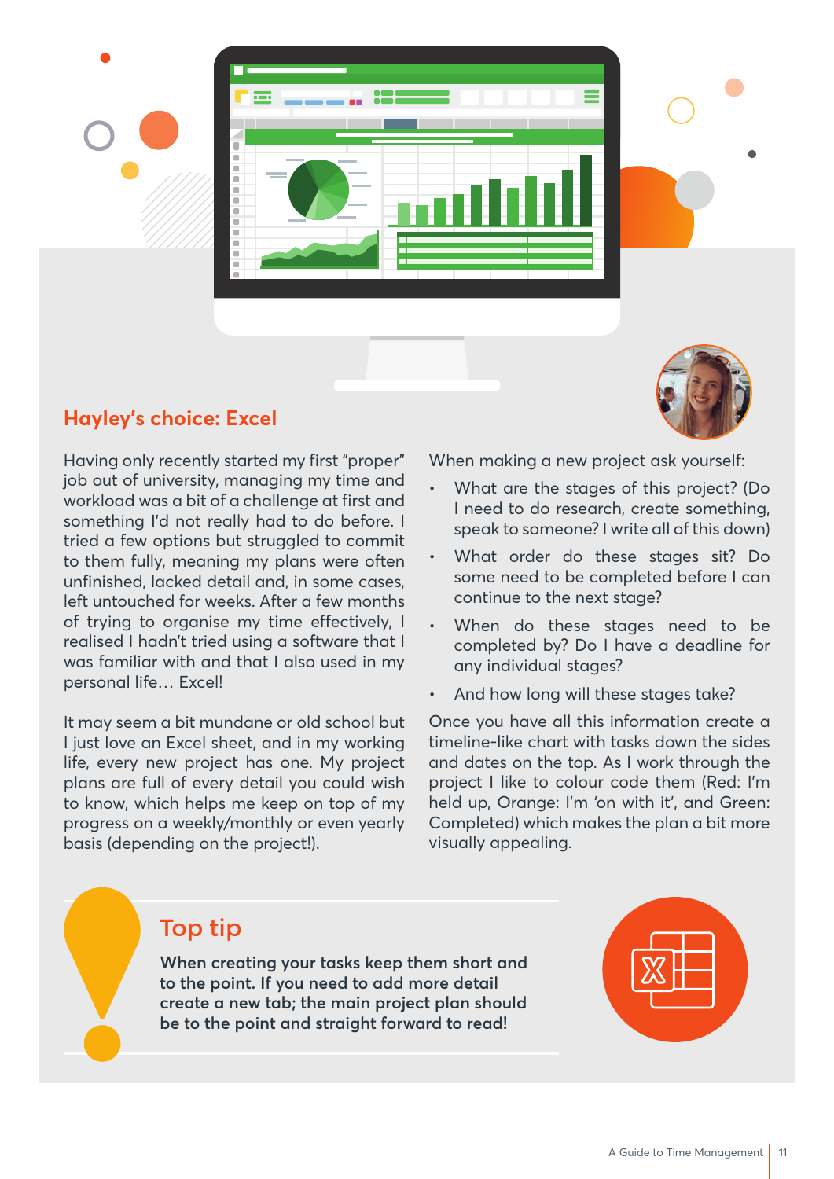## Hayley's choice: Excel

Having only recently started my first "proper" job out of university, managing my time and workload was a bit of a challenge at first and something I'd not really had to do before. I tried a few options but struggled to commit to them fully, meaning my plans were often unfinished, lacked detail and, in some cases, left untouched for weeks. After a few months of trying to organise my time effectively, I realised I hadn't tried using a software that I was familiar with and that I also used in my personal life… Excel!

It may seem a bit mundane or old school but I just love an Excel sheet, and in my working life, every new project has one. My project plans are full of every detail you could wish to know, which helps me keep on top of my progress on a weekly/monthly or even yearly basis (depending on the project!).

When making a new project ask yourself:

- What are the stages of this project? (Do I need to do research, create something, speak to someone? I write all of this down)
- What order do these stages sit? Do some need to be completed before I can continue to the next stage?
- When do these stages need to be completed by? Do I have a deadline for any individual stages?
- And how long will these stages take?

Once you have all this information create a timeline-like chart with tasks down the sides and dates on the top. As I work through the project I like to colour code them (Red: I'm held up, Orange: I'm 'on with it', and Green: Completed) which makes the plan a bit more visually appealing.

### Top tip

**When creating your tasks keep them short and to the point. If you need to add more detail create a new tab; the main project plan should be to the point and straight forward to read!**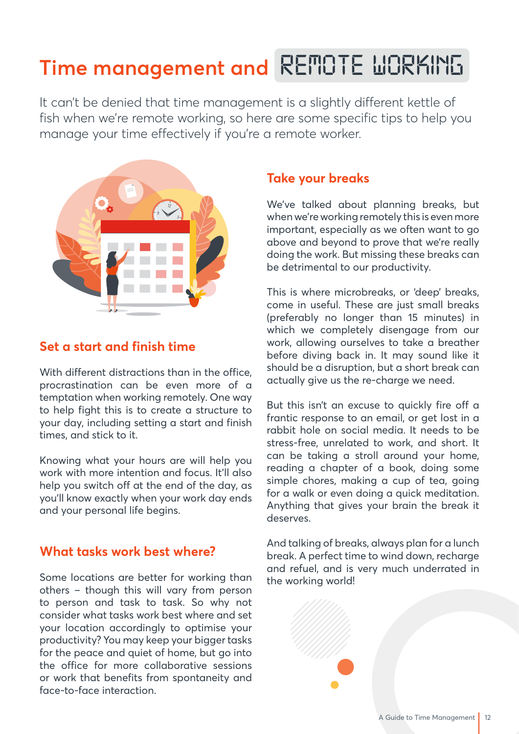# Time management and REMOTE WORKING

It can't be denied that time management is a slightly different kettle of fish when we're remote working, so here are some specific tips to help you manage your time effectively if you're a remote worker.

## Set a start and finish time

With different distractions than in the office, procrastination can be even more of a temptation when working remotely. One way to help fight this is to create a structure to your day, including setting a start and finish times, and stick to it.

Knowing what your hours are will help you work with more intention and focus. It'll also help you switch off at the end of the day, as you'll know exactly when your work day ends and your personal life begins.

## What tasks work best where?

Some locations are better for working than others – though this will vary from person to person and task to task. So why not consider what tasks work best where and set your location accordingly to optimise your productivity? You may keep your bigger tasks for the peace and quiet of home, but go into the office for more collaborative sessions or work that benefits from spontaneity and face-to-face interaction.

## Take your breaks

We've talked about planning breaks, but when we're working remotely this is even more important, especially as we often want to go above and beyond to prove that we're really doing the work. But missing these breaks can be detrimental to our productivity.

This is where microbreaks, or 'deep' breaks, come in useful. These are just small breaks (preferably no longer than 15 minutes) in which we completely disengage from our work, allowing ourselves to take a breather before diving back in. It may sound like it should be a disruption, but a short break can actually give us the re-charge we need.

But this isn't an excuse to quickly fire off a frantic response to an email, or get lost in a rabbit hole on social media. It needs to be stress-free, unrelated to work, and short. It can be taking a stroll around your home, reading a chapter of a book, doing some simple chores, making a cup of tea, going for a walk or even doing a quick meditation. Anything that gives your brain the break it deserves.

And talking of breaks, always plan for a lunch break. A perfect time to wind down, recharge and refuel, and is very much underrated in the working world!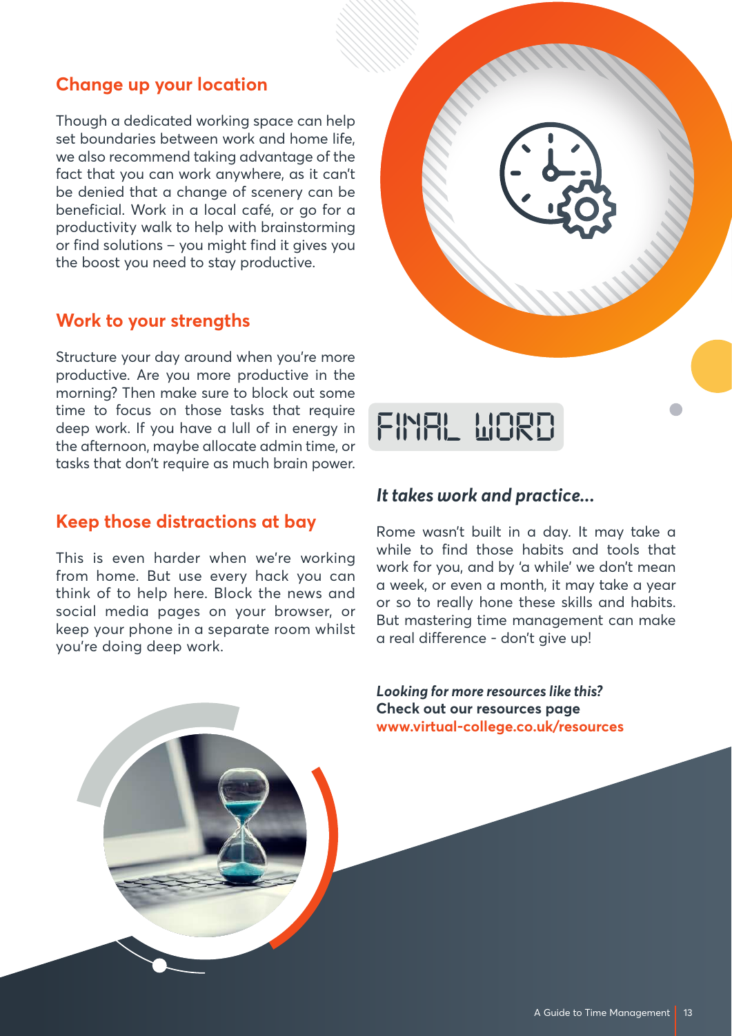## Change up your location

Though a dedicated working space can help set boundaries between work and home life, we also recommend taking advantage of the fact that you can work anywhere, as it can't be denied that a change of scenery can be beneficial. Work in a local café, or go for a productivity walk to help with brainstorming or find solutions – you might find it gives you the boost you need to stay productive.

## Work to your strengths

Structure your day around when you're more productive. Are you more productive in the morning? Then make sure to block out some time to focus on those tasks that require deep work. If you have a lull of in energy in the afternoon, maybe allocate admin time, or tasks that don't require as much brain power.

## Keep those distractions at bay

This is even harder when we're working from home. But use every hack you can think of to help here. Block the news and social media pages on your browser, or keep your phone in a separate room whilst you're doing deep work.

# FINAL WORD

### *It takes work and practice...*

Rome wasn't built in a day. It may take a while to find those habits and tools that work for you, and by 'a while' we don't mean a week, or even a month, it may take a year or so to really hone these skills and habits. But mastering time management can make a real difference - don't give up!

***Looking for more resources like this?***
**Check out our resources page**
**www.virtual-college.co.uk/resources**